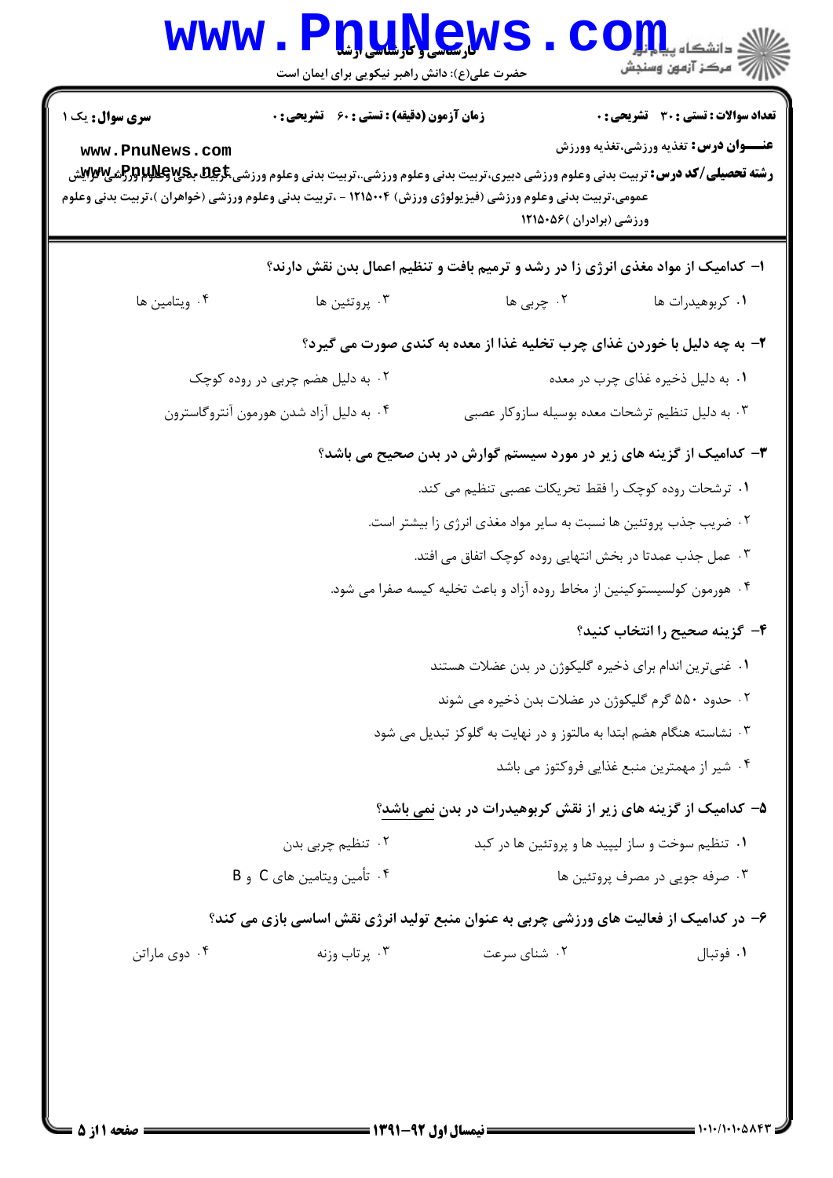**سری سوال:** یک ۱

**زمان آزمون (دقیقه) : تستی : ۶۰ تشریحی : ۰**

**تعداد سوالات : تستی : ۳۰ تشریحی : ۰**

**عنـــوان درس:** تغذیه ورزشی،تغذیه وورزش

**رشته تحصیلی/کد درس:** تربیت بدنی وعلوم ورزشی دبیری،تربیت بدنی وعلوم ورزشی.،تربیت بدنی وعلوم ورزشی،تربیت بدنی وعلوم ورزشی گرایش عمومی،تربیت بدنی وعلوم ورزشی (فیزیولوژی ورزش) ۱۲۱۵۰۰۴ - ،تربیت بدنی وعلوم ورزشی (خواهران )،تربیت بدنی وعلوم ورزشی (برادران )۱۲۱۵۰۵۶

۱- کدامیک از مواد مغذی انرژی زا در رشد و ترمیم بافت و تنظیم اعمال بدن نقش دارند؟

۱. کربوهیدرات ها
۲. چربی ها
۳. پروتئین ها
۴. ویتامین ها

۲- به چه دلیل با خوردن غذای چرب تخلیه غذا از معده به کندی صورت می گیرد؟

۱. به دلیل ذخیره غذای چرب در معده
۲. به دلیل هضم چربی در روده کوچک
۳. به دلیل تنظیم ترشحات معده بوسیله سازوکار عصبی
۴. به دلیل آزاد شدن هورمون آنتروگاسترون

۳- کدامیک از گزینه های زیر در مورد سیستم گوارش در بدن صحیح می باشد؟

۱. ترشحات روده کوچک را فقط تحریکات عصبی تنظیم می کند.
۲. ضریب جذب پروتئین ها نسبت به سایر مواد مغذی انرژی زا بیشتر است.
۳. عمل جذب عمدتا در بخش انتهایی روده کوچک اتفاق می افتد.
۴. هورمون کولسیستوکینین از مخاط روده آزاد و باعث تخلیه کیسه صفرا می شود.

۴- گزینه صحیح را انتخاب کنید؟

۱. غنی‌ترین اندام برای ذخیره گلیکوژن در بدن عضلات هستند
۲. حدود ۵۵۰ گرم گلیکوژن در عضلات بدن ذخیره می شوند
۳. نشاسته هنگام هضم ابتدا به مالتوز و در نهایت به گلوکز تبدیل می شود
۴. شیر از مهمترین منبع غذایی فروکتوز می باشد

۵- کدامیک از گزینه های زیر از نقش کربوهیدرات در بدن نمی باشد؟

۱. تنظیم سوخت و ساز لیپید ها و پروتئین ها در کبد
۲. تنظیم چربی بدن
۳. صرفه جویی در مصرف پروتئین ها
۴. تأمین ویتامین های C و B

۶- در کدامیک از فعالیت های ورزشی چربی به عنوان منبع تولید انرژی نقش اساسی بازی می کند؟

۱. فوتبال
۲. شنای سرعت
۳. پرتاب وزنه
۴. دوی ماراتن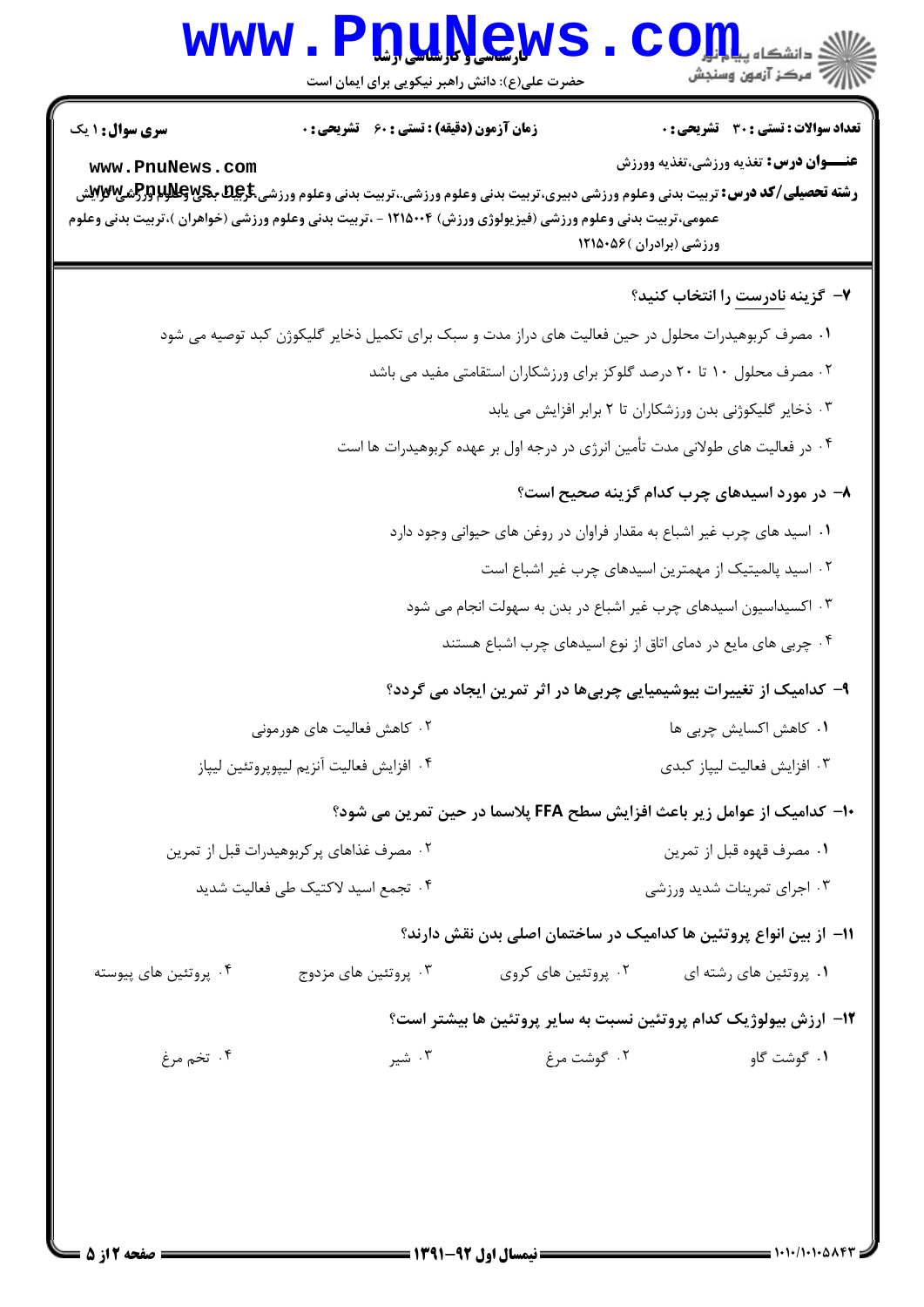**تعداد سوالات : تستی : ۳۰ تشریحی : ۰**

**زمان آزمون (دقیقه) : تستی : ۶۰ تشریحی : ۰**

**سری سوال : ۱ یک**

**عنـــوان درس :** تغذیه ورزشی،تغذیه وورزش

**رشته تحصیلی/کد درس :** تربیت بدنی وعلوم ورزشی دبیری،تربیت بدنی وعلوم ورزشی.،تربیت بدنی وعلوم ورزشی،تربیت بدنی وعلوم ورزشی گرایش عمومی،تربیت بدنی وعلوم ورزشی (فیزیولوژی ورزش) ۱۲۱۵۰۰۴ - ،تربیت بدنی وعلوم ورزشی (خواهران )،تربیت بدنی وعلوم ورزشی (برادران )۱۲۱۵۰۵۶

**۷- گزینه نادرست را انتخاب کنید؟**

۱. مصرف کربوهیدرات محلول در حین فعالیت های دراز مدت و سبک برای تکمیل ذخایر گلیکوژن کبد توصیه می شود

۲. مصرف محلول ۱۰ تا ۲۰ درصد گلوکز برای ورزشکاران استقامتی مفید می باشد

۳. ذخایر گلیکوژنی بدن ورزشکاران تا ۲ برابر افزایش می یابد

۴. در فعالیت های طولانی مدت تأمین انرژی در درجه اول بر عهده کربوهیدرات ها است

**۸- در مورد اسیدهای چرب کدام گزینه صحیح است؟**

۱. اسید های چرب غیر اشباع به مقدار فراوان در روغن های حیوانی وجود دارد

۲. اسید پالمیتیک از مهمترین اسیدهای چرب غیر اشباع است

۳. اکسیداسیون اسیدهای چرب غیر اشباع در بدن به سهولت انجام می شود

۴. چربی های مایع در دمای اتاق از نوع اسیدهای چرب اشباع هستند

**۹- کدامیک از تغییرات بیوشیمیایی چربی‌ها در اثر تمرین ایجاد می گردد؟**

۱. کاهش اکسایش چربی ها

۲. کاهش فعالیت های هورمونی

۳. افزایش فعالیت لیپاز کبدی

۴. افزایش فعالیت آنزیم لیپوپروتئین لیپاز

**۱۰- کدامیک از عوامل زیر باعث افزایش سطح FFA پلاسما در حین تمرین می شود؟**

۱. مصرف قهوه قبل از تمرین

۲. مصرف غذاهای پرکربوهیدرات قبل از تمرین

۳. اجرای تمرینات شدید ورزشی

۴. تجمع اسید لاکتیک طی فعالیت شدید

**۱۱- از بین انواع پروتئین ها کدامیک در ساختمان اصلی بدن نقش دارند؟**

۱. پروتئین های رشته ای

۲. پروتئین های کروی

۳. پروتئین های مزدوج

۴. پروتئین های پیوسته

**۱۲- ارزش بیولوژیک کدام پروتئین نسبت به سایر پروتئین ها بیشتر است؟**

۱. گوشت گاو

۲. گوشت مرغ

۳. شیر

۴. تخم مرغ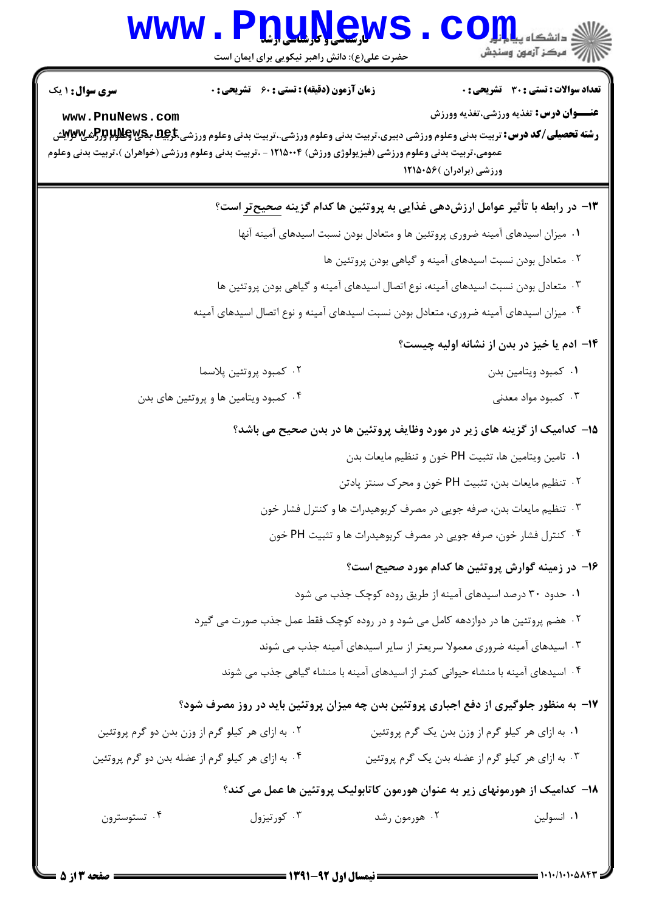**سری سوال:** ۱ یک | **زمان آزمون (دقیقه) :** تستی : ۶۰ تشریحی : ۰ | **تعداد سوالات :** تستی : ۳۰ تشریحی : ۰

**عنـــوان درس:** تغذیه ورزشی،تغذیه وورزش

**رشته تحصیلی/کد درس:** تربیت بدنی وعلوم ورزشی دبیری،تربیت بدنی وعلوم ورزشی،،تربیت بدنی وعلوم ورزشی،تربیت بدنی وعلوم ورزشی گرایش عمومی،تربیت بدنی وعلوم ورزشی (فیزیولوژی ورزش) ۱۲۱۵۰۰۴ - ،تربیت بدنی وعلوم ورزشی (خواهران )،تربیت بدنی وعلوم ورزشی (برادران )۱۲۱۵۰۵۶

**۱۳- در رابطه با تأثیر عوامل ارزش‌دهی غذایی به پروتئین ها کدام گزینه صحیح‌تر است؟**

۱. میزان اسیدهای آمینه ضروری پروتئین ها و متعادل بودن نسبت اسیدهای آمینه آنها

۲. متعادل بودن نسبت اسیدهای آمینه و گیاهی بودن پروتئین ها

۳. متعادل بودن نسبت اسیدهای آمینه، نوع اتصال اسیدهای آمینه و گیاهی بودن پروتئین ها

۴. میزان اسیدهای آمینه ضروری، متعادل بودن نسبت اسیدهای آمینه و نوع اتصال اسیدهای آمینه

**۱۴- ادم یا خیز در بدن از نشانه اولیه چیست؟**

۱. کمبود ویتامین بدن

۲. کمبود پروتئین پلاسما

۳. کمبود مواد معدنی

۴. کمبود ویتامین ها و پروتئین های بدن

**۱۵- کدامیک از گزینه های زیر در مورد وظایف پروتئین ها در بدن صحیح می باشد؟**

۱. تامین ویتامین ها، تثبیت PH خون و تنظیم مایعات بدن

۲. تنظیم مایعات بدن، تثبیت PH خون و محرک سنتز پادتن

۳. تنظیم مایعات بدن، صرفه جویی در مصرف کربوهیدرات ها و کنترل فشار خون

۴. کنترل فشار خون، صرفه جویی در مصرف کربوهیدرات ها و تثبیت PH خون

**۱۶- در زمینه گوارش پروتئین ها کدام مورد صحیح است؟**

۱. حدود ۳۰ درصد اسیدهای آمینه از طریق روده کوچک جذب می شود

۲. هضم پروتئین ها در دوازدهه کامل می شود و در روده کوچک فقط عمل جذب صورت می گیرد

۳. اسیدهای آمینه ضروری معمولا سریعتر از سایر اسیدهای آمینه جذب می شوند

۴. اسیدهای آمینه با منشاء حیوانی کمتر از اسیدهای آمینه با منشاء گیاهی جذب می شوند

**۱۷- به منظور جلوگیری از دفع اجباری پروتئین بدن چه میزان پروتئین باید در روز مصرف شود؟**

۱. به ازای هر کیلو گرم از وزن بدن یک گرم پروتئین

۲. به ازای هر کیلو گرم از وزن بدن دو گرم پروتئین

۳. به ازای هر کیلو گرم از عضله بدن یک گرم پروتئین

۴. به ازای هر کیلو گرم از عضله بدن دو گرم پروتئین

**۱۸- کدامیک از هورمونهای زیر به عنوان هورمون کاتابولیک پروتئین ها عمل می کند؟**

۱. انسولین

۲. هورمون رشد

۳. کورتیزول

۴. تستوسترون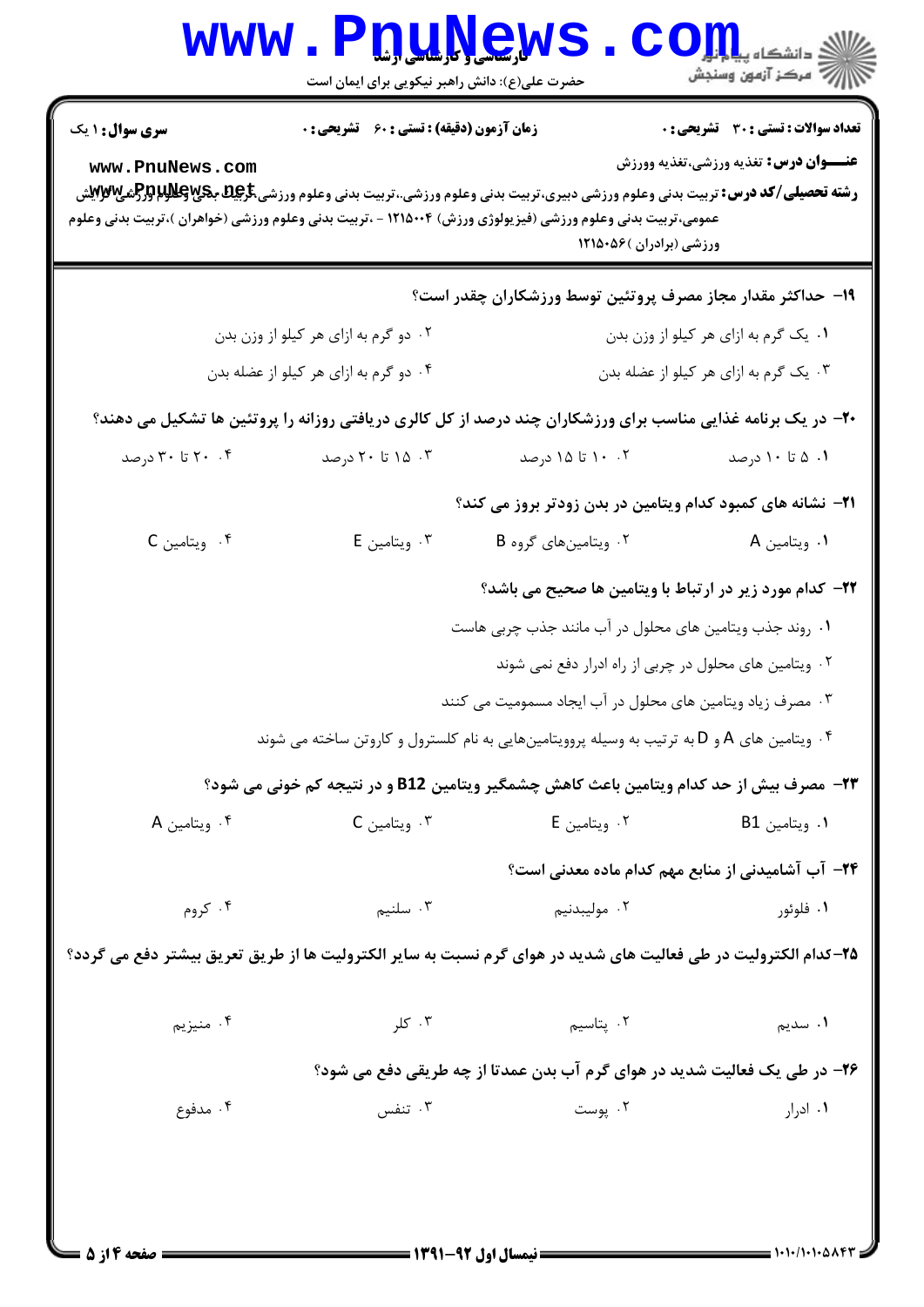**سری سوال:** ۱ یک

**زمان آزمون (دقیقه) : تستی : ۶۰ تشریحی : ۰**

**تعداد سوالات : تستی : ۳۰ تشریحی : ۰**

**عنـــوان درس:** تغذیه ورزشی،تغذیه وورزش

**رشته تحصیلی/کد درس:** تربیت بدنی وعلوم ورزشی دبیری،تربیت بدنی وعلوم ورزشی،،تربیت بدنی وعلوم ورزشی،تربیت بدنی وعلوم ورزشی گرایش عمومی،تربیت بدنی وعلوم ورزشی (فیزیولوژی ورزش) ۱۲۱۵۰۰۴ - ،تربیت بدنی وعلوم ورزشی (خواهران )،تربیت بدنی وعلوم ورزشی (برادران )۱۲۱۵۰۵۶

**۱۹- حداکثر مقدار مجاز مصرف پروتئین توسط ورزشکاران چقدر است؟**

۱. یک گرم به ازای هر کیلو از وزن بدن

۲. دو گرم به ازای هر کیلو از وزن بدن

۳. یک گرم به ازای هر کیلو از عضله بدن

۴. دو گرم به ازای هر کیلو از عضله بدن

**۲۰- در یک برنامه غذایی مناسب برای ورزشکاران چند درصد از کل کالری دریافتی روزانه را پروتئین ها تشکیل می دهند؟**

۱. ۵ تا ۱۰ درصد

۲. ۱۰ تا ۱۵ درصد

۳. ۱۵ تا ۲۰ درصد

۴. ۲۰ تا ۳۰ درصد

**۲۱- نشانه های کمبود کدام ویتامین در بدن زودتر بروز می کند؟**

۱. ویتامین A

۲. ویتامین‌های گروه B

۳. ویتامین E

۴. ویتامین C

**۲۲- کدام مورد زیر در ارتباط با ویتامین ها صحیح می باشد؟**

۱. روند جذب ویتامین های محلول در آب مانند جذب چربی هاست

۲. ویتامین های محلول در چربی از راه ادرار دفع نمی شوند

۳. مصرف زیاد ویتامین های محلول در آب ایجاد مسمومیت می کنند

۴. ویتامین های A و D به ترتیب به وسیله پروویتامین‌هایی به نام کلسترول و کاروتن ساخته می شوند

**۲۳- مصرف بیش از حد کدام ویتامین باعث کاهش چشمگیر ویتامین B12 و در نتیجه کم خونی می شود؟**

۱. ویتامین B1

۲. ویتامین E

۳. ویتامین C

۴. ویتامین A

**۲۴- آب آشامیدنی از منابع مهم کدام ماده معدنی است؟**

۱. فلوئور

۲. مولیبدنیم

۳. سلنیم

۴. کروم

**۲۵-کدام الکترولیت در طی فعالیت های شدید در هوای گرم نسبت به سایر الکترولیت ها از طریق تعریق بیشتر دفع می گردد؟**

۱. سدیم

۲. پتاسیم

۳. کلر

۴. منیزیم

**۲۶- در طی یک فعالیت شدید در هوای گرم آب بدن عمدتا از چه طریقی دفع می شود؟**

۱. ادرار

۲. پوست

۳. تنفس

۴. مدفوع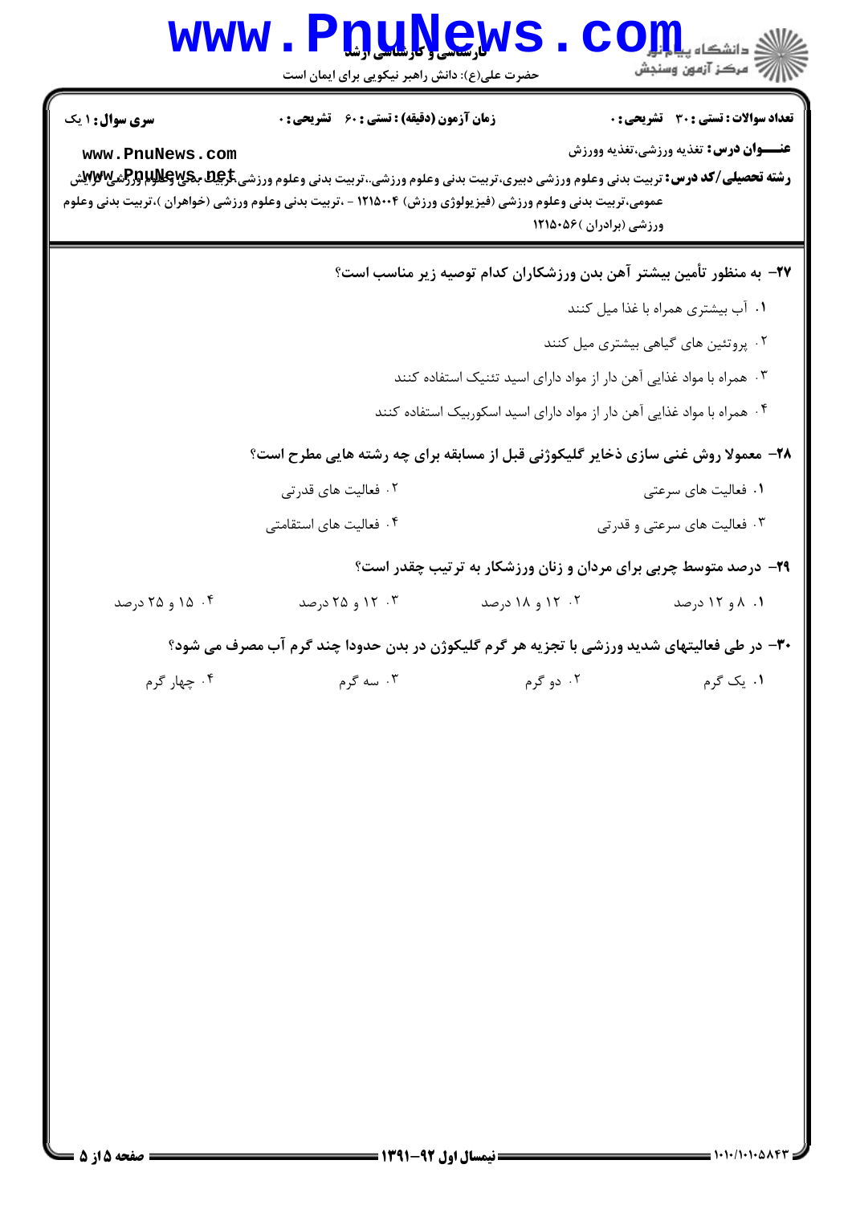**۲۷- به منظور تأمین بیشتر آهن بدن ورزشکاران کدام توصیه زیر مناسب است؟**

۱. آب بیشتری همراه با غذا میل کنند

۲. پروتئین های گیاهی بیشتری میل کنند

۳. همراه با مواد غذایی آهن دار از مواد دارای اسید تئنیک استفاده کنند

۴. همراه با مواد غذایی آهن دار از مواد دارای اسید اسکوربیک استفاده کنند

**۲۸- معمولا روش غنی سازی ذخایر گلیکوژنی قبل از مسابقه برای چه رشته هایی مطرح است؟**

۱. فعالیت های سرعتی

۲. فعالیت های قدرتی

۳. فعالیت های سرعتی و قدرتی

۴. فعالیت های استقامتی

**۲۹- درصد متوسط چربی برای مردان و زنان ورزشکار به ترتیب چقدر است؟**

۱. ۸ و ۱۲ درصد

۲. ۱۲ و ۱۸ درصد

۳. ۱۲ و ۲۵ درصد

۴. ۱۵ و ۲۵ درصد

**۳۰- در طی فعالیتهای شدید ورزشی با تجزیه هر گرم گلیکوژن در بدن حدودا چند گرم آب مصرف می شود؟**

۱. یک گرم

۲. دو گرم

۳. سه گرم

۴. چهار گرم